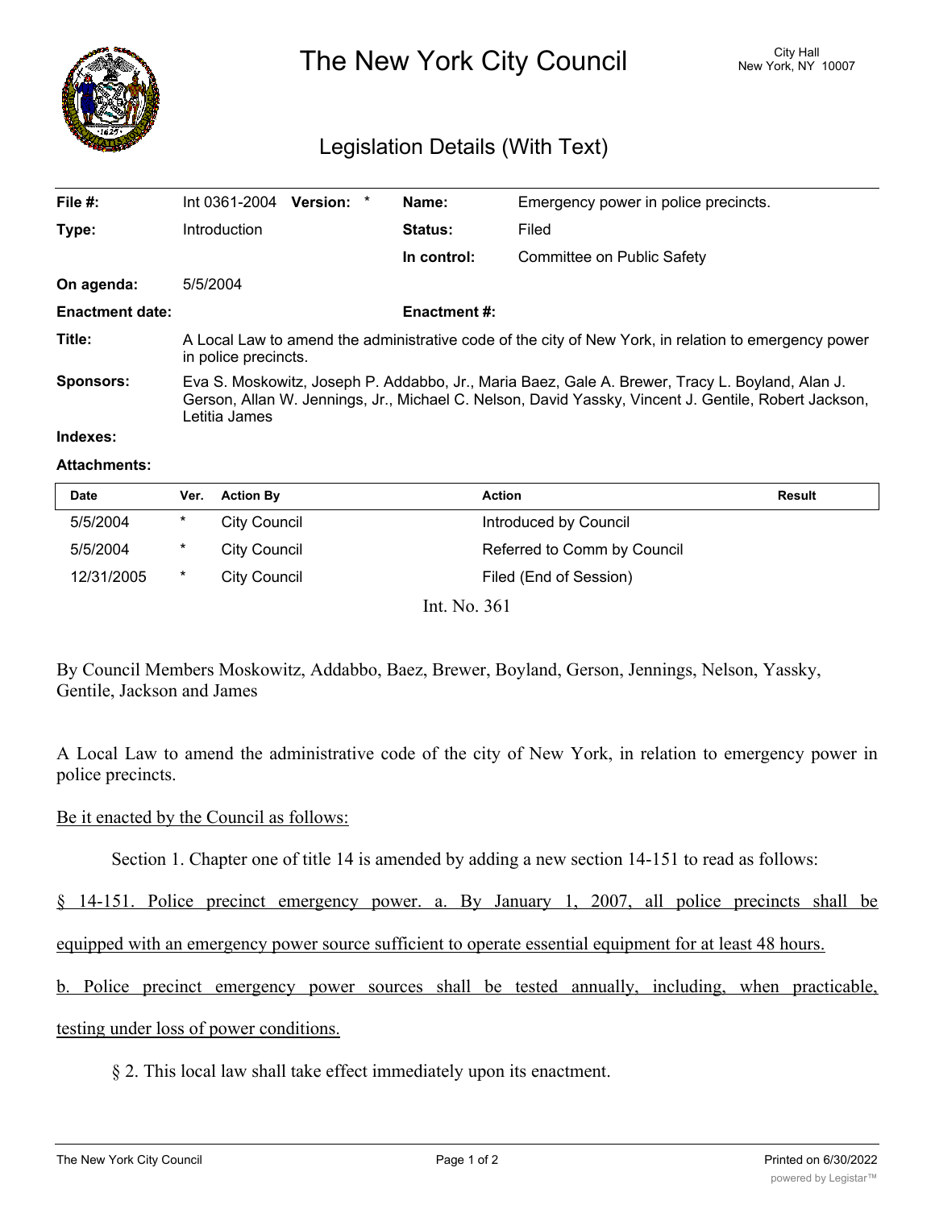# The New York City Council

City Hall
New York, NY 10007

## Legislation Details (With Text)

| | | | |
|---|---|---|---|
| **File #:** | Int 0361-2004 **Version:** * | **Name:** | Emergency power in police precincts. |
| **Type:** | Introduction | **Status:** | Filed |
| | | **In control:** | Committee on Public Safety |
| **On agenda:** | 5/5/2004 | | |
| **Enactment date:** | | **Enactment #:** | |

**Title:** A Local Law to amend the administrative code of the city of New York, in relation to emergency power in police precincts.

**Sponsors:** Eva S. Moskowitz, Joseph P. Addabbo, Jr., Maria Baez, Gale A. Brewer, Tracy L. Boyland, Alan J. Gerson, Allan W. Jennings, Jr., Michael C. Nelson, David Yassky, Vincent J. Gentile, Robert Jackson, Letitia James

**Indexes:**

**Attachments:**

| Date | Ver. | Action By | Action | Result |
|---|---|---|---|---|
| 5/5/2004 | * | City Council | Introduced by Council | |
| 5/5/2004 | * | City Council | Referred to Comm by Council | |
| 12/31/2005 | * | City Council | Filed (End of Session) | |

Int. No. 361

By Council Members Moskowitz, Addabbo, Baez, Brewer, Boyland, Gerson, Jennings, Nelson, Yassky, Gentile, Jackson and James

A Local Law to amend the administrative code of the city of New York, in relation to emergency power in police precincts.

Be it enacted by the Council as follows:

Section 1. Chapter one of title 14 is amended by adding a new section 14-151 to read as follows:

§ 14-151. Police precinct emergency power. a. By January 1, 2007, all police precincts shall be equipped with an emergency power source sufficient to operate essential equipment for at least 48 hours.

b. Police precinct emergency power sources shall be tested annually, including, when practicable, testing under loss of power conditions.

§ 2. This local law shall take effect immediately upon its enactment.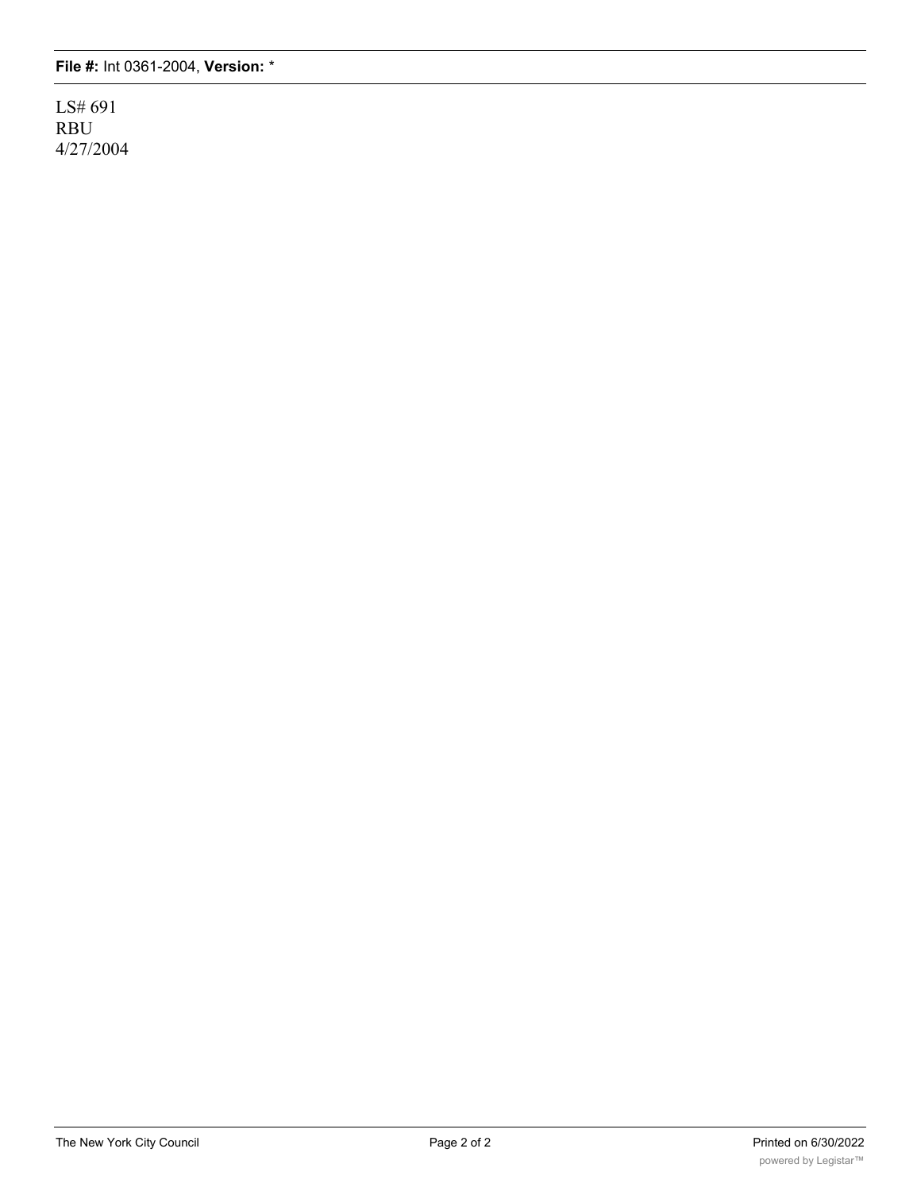LS# 691
RBU
4/27/2004